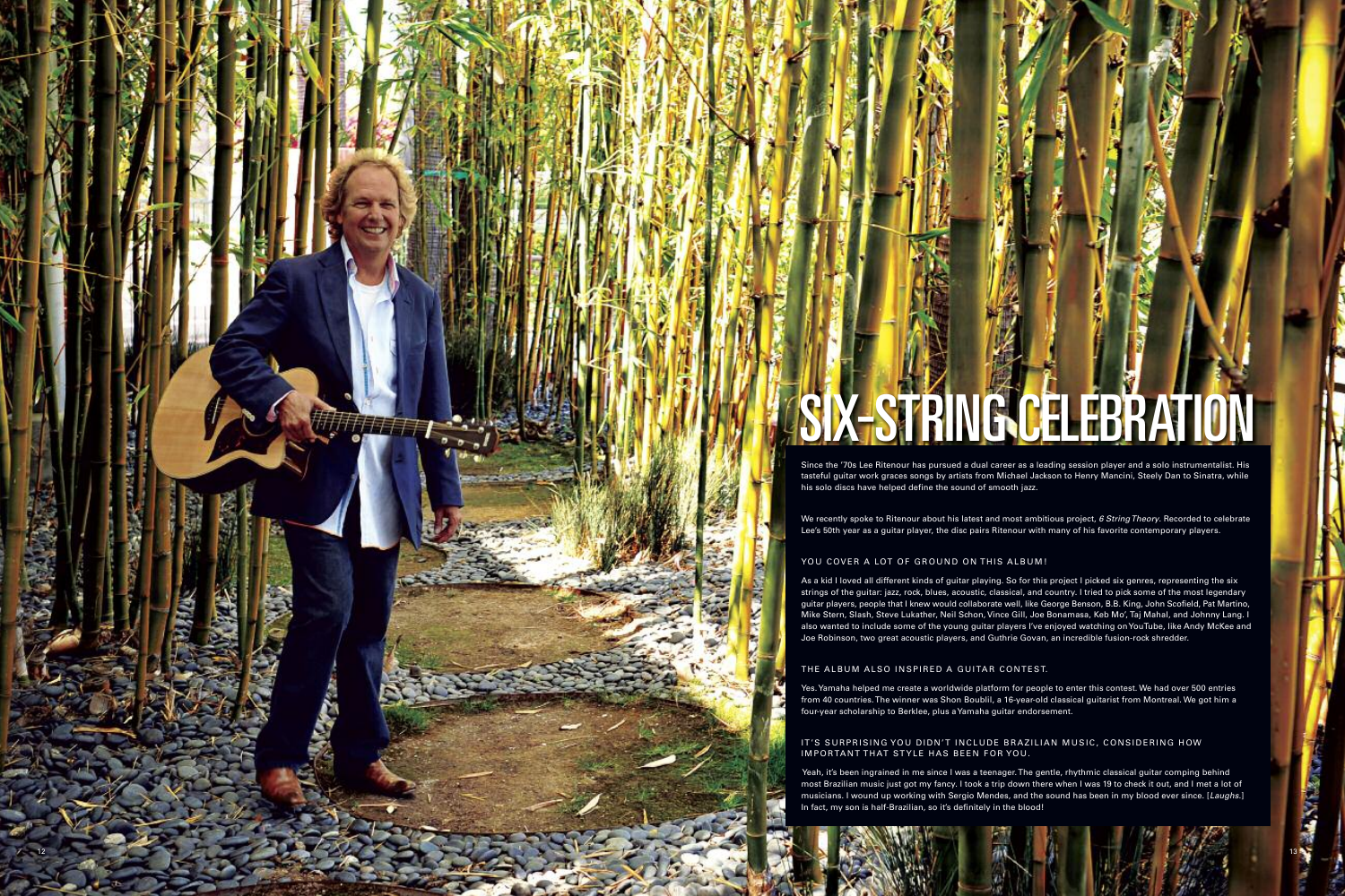# SIX-STRING CELEBRATION

Since the '70s Lee Ritenour has pursued a dual career as a leading session player and a solo instrumentalist. His tasteful guitar work graces songs by artists from Michael Jackson to Henry Mancini, Steely Dan to Sinatra, while his solo discs have helped define the sound of smooth jazz.

We recently spoke to Ritenour about his latest and most ambitious project, *6 String Theory*. Recorded to celebrate Lee's 50th year as a guitar player, the disc pairs Ritenour with many of his favorite contemporary players.

### YOU COVER A LOT OF GROUND ON THIS ALBUM!

As a kid I loved all different kinds of guitar playing. So for this project I picked six genres, representing the six strings of the guitar: jazz, rock, blues, acoustic, classical, and country. I tried to pick some of the most legendary guitar players, people that I knew would collaborate well, like George Benson, B.B. King, John Scofield, Pat Martino, Mike Stern, Slash, Steve Lukather, Neil Schon, Vince Gill, Joe Bonamasa, Keb Mo', Taj Mahal, and Johnny Lang. I also wanted to include some of the young guitar players I've enjoyed watching on YouTube, like Andy McKee and Joe Robinson, two great acoustic players, and Guthrie Govan, an incredible fusion-rock shredder.

### THE ALBUM ALSO INSPIRED A GUITAR CONTEST.

Yes. Yamaha helped me create a worldwide platform for people to enter this contest. We had over 500 entries from 40 countries. The winner was Shon Boublil, a 16-year-old classical guitarist from Montreal. We got him a four-year scholarship to Berklee, plus a Yamaha guitar endorsement.

### IT'S SURPRISING YOU DIDN'T INCLUDE BRAZILIAN MUSIC, CONSIDERING HOW IMPORTANT THAT STYLE HAS BEEN FOR YOU.

Yeah, it's been ingrained in me since I was a teenager. The gentle, rhythmic classical guitar comping behind most Brazilian music just got my fancy. I took a trip down there when I was 19 to check it out, and I met a lot of musicians. I wound up working with Sergio Mendes, and the sound has been in my blood ever since. [*Laughs.*] In fact, my son is half-Brazilian, so it's definitely in the blood!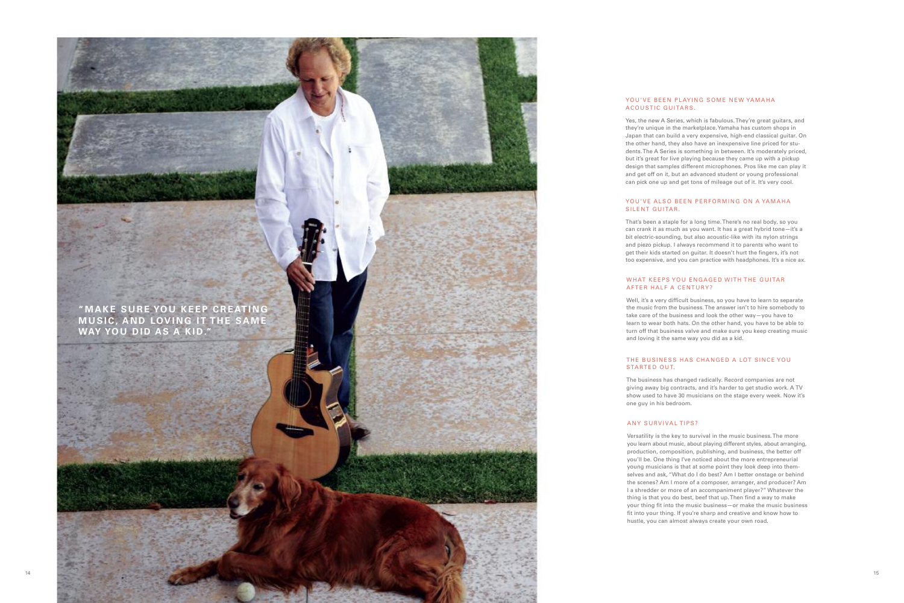> **"MAKE SURE YOU KEEP CREATING MUSIC, AND LOVING IT THE SAME WAY YOU DID AS A KID."**

### YOU'VE BEEN PLAYING SOME NEW YAMAHA ACOUSTIC GUITARS.

Yes, the new A Series, which is fabulous. They're great guitars, and they're unique in the marketplace. Yamaha has custom shops in Japan that can build a very expensive, high-end classical guitar. On the other hand, they also have an inexpensive line priced for students. The A Series is something in between. It's moderately priced, but it's great for live playing because they came up with a pickup design that samples different microphones. Pros like me can play it and get off on it, but an advanced student or young professional can pick one up and get tons of mileage out of it. It's very cool.

### YOU'VE ALSO BEEN PERFORMING ON A YAMAHA SILENT GUITAR.

That's been a staple for a long time. There's no real body, so you can crank it as much as you want. It has a great hybrid tone—it's a bit electric-sounding, but also acoustic-like with its nylon strings and piezo pickup. I always recommend it to parents who want to get their kids started on guitar. It doesn't hurt the fingers, it's not too expensive, and you can practice with headphones. It's a nice ax.

### WHAT KEEPS YOU ENGAGED WITH THE GUITAR AFTER HALF A CENTURY?

Well, it's a very difficult business, so you have to learn to separate the music from the business. The answer isn't to hire somebody to take care of the business and look the other way—you have to learn to wear both hats. On the other hand, you have to be able to turn off that business valve and make sure you keep creating music and loving it the same way you did as a kid.

### THE BUSINESS HAS CHANGED A LOT SINCE YOU STARTED OUT.

The business has changed radically. Record companies are not giving away big contracts, and it's harder to get studio work. A TV show used to have 30 musicians on the stage every week. Now it's one guy in his bedroom.

### ANY SURVIVAL TIPS?

Versatility is the key to survival in the music business. The more you learn about music, about playing different styles, about arranging, production, composition, publishing, and business, the better off you'll be. One thing I've noticed about the more entrepreneurial young musicians is that at some point they look deep into themselves and ask, "What do I do best? Am I better onstage or behind the scenes? Am I more of a composer, arranger, and producer? Am I a shredder or more of an accompaniment player?" Whatever the thing is that you do best, beef that up. Then find a way to make your thing fit into the music business—or make the music business fit into your thing. If you're sharp and creative and know how to hustle, you can almost always create your own road.